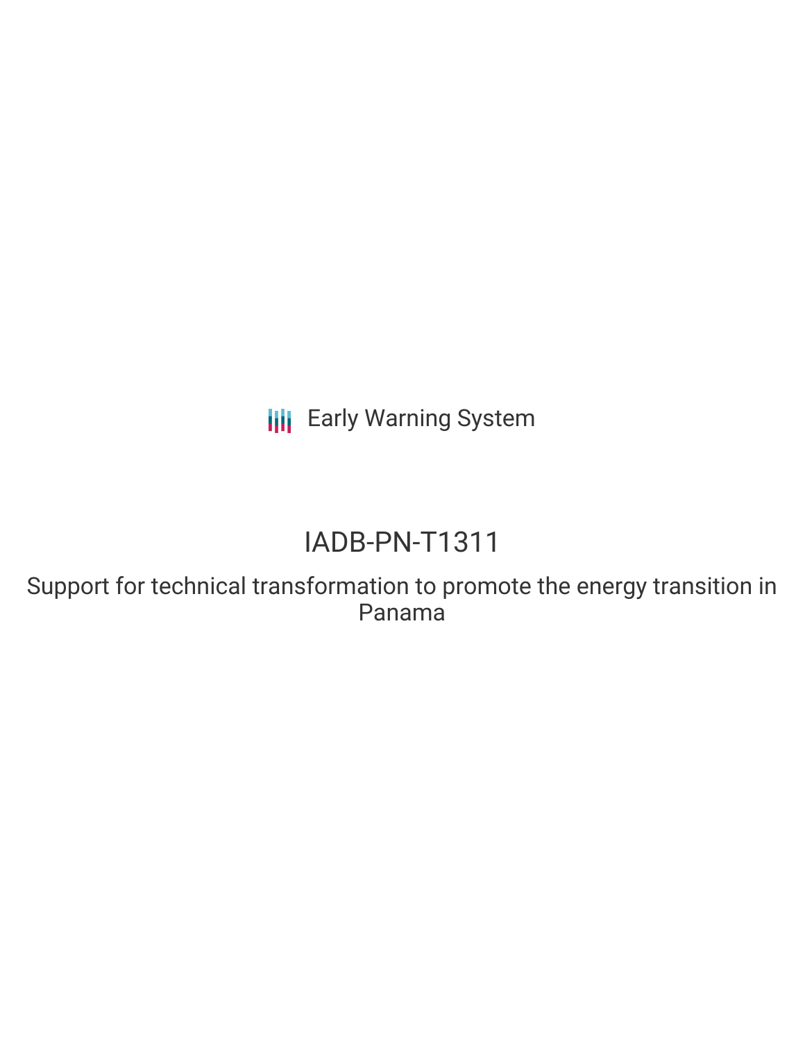Early Warning System

# IADB-PN-T1311

## Support for technical transformation to promote the energy transition in Panama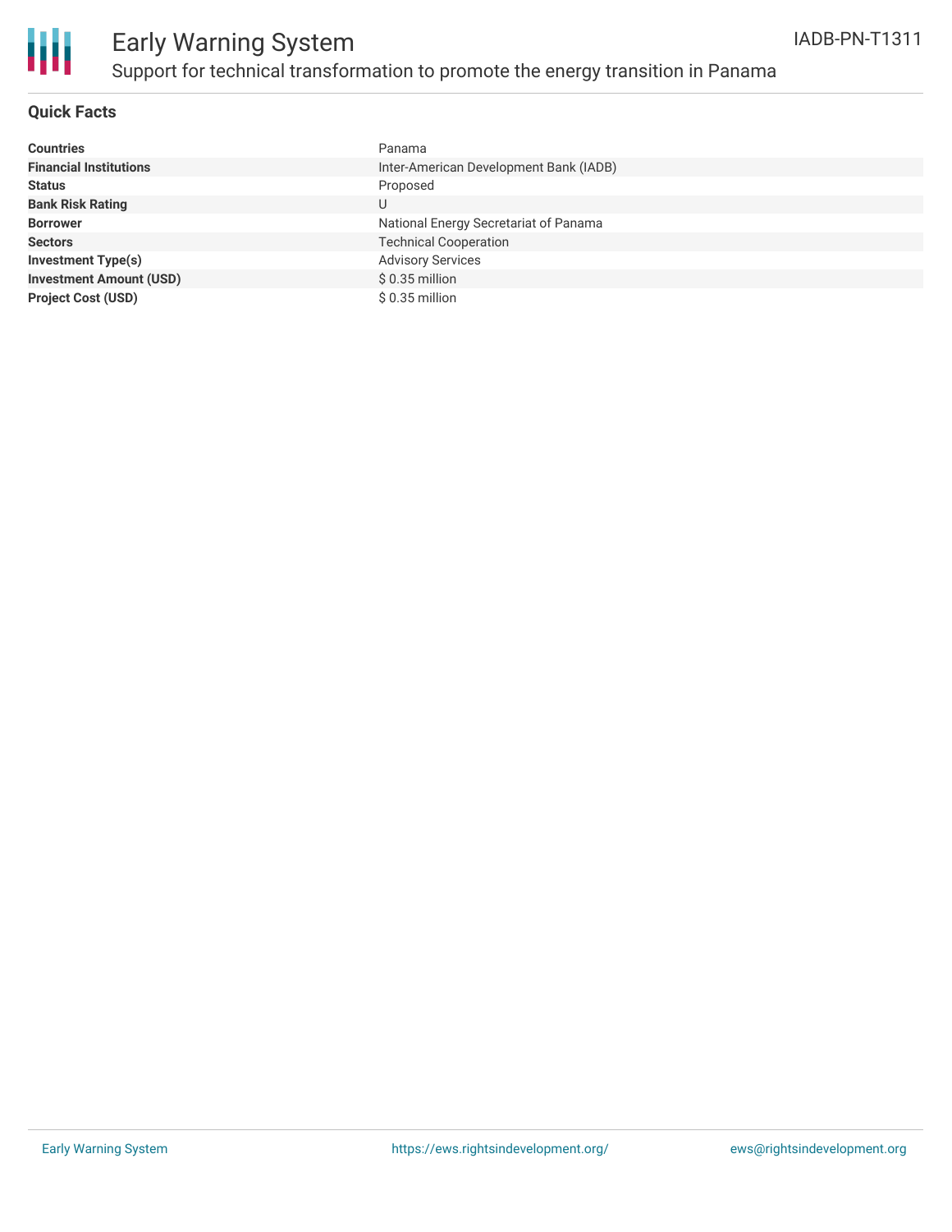# Early Warning System

## Support for technical transformation to promote the energy transition in Panama

IADB-PN-T1311

### Quick Facts

| | |
|---|---|
| **Countries** | Panama |
| **Financial Institutions** | Inter-American Development Bank (IADB) |
| **Status** | Proposed |
| **Bank Risk Rating** | U |
| **Borrower** | National Energy Secretariat of Panama |
| **Sectors** | Technical Cooperation |
| **Investment Type(s)** | Advisory Services |
| **Investment Amount (USD)** | $ 0.35 million |
| **Project Cost (USD)** | $ 0.35 million |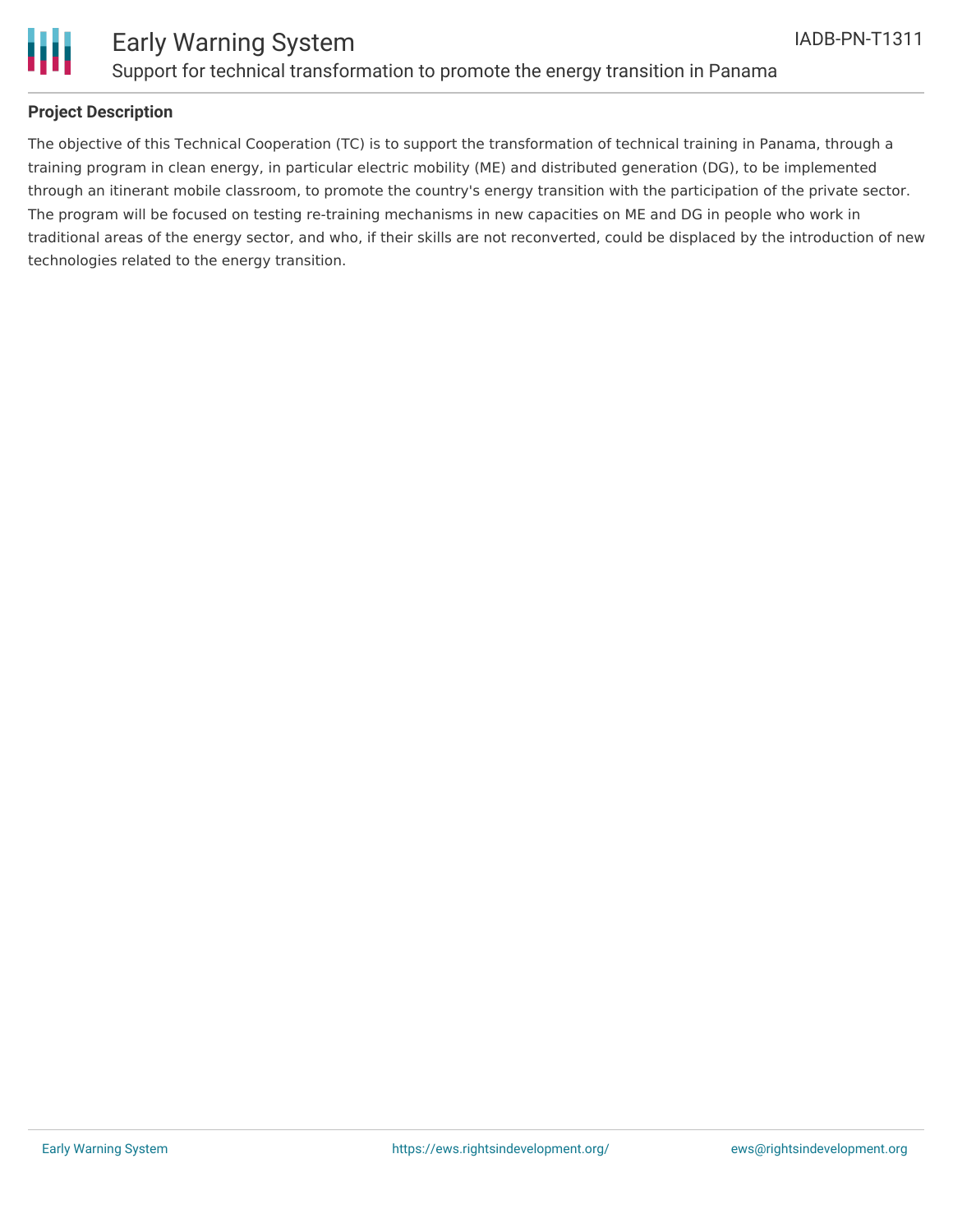## Project Description

The objective of this Technical Cooperation (TC) is to support the transformation of technical training in Panama, through a training program in clean energy, in particular electric mobility (ME) and distributed generation (DG), to be implemented through an itinerant mobile classroom, to promote the country's energy transition with the participation of the private sector. The program will be focused on testing re-training mechanisms in new capacities on ME and DG in people who work in traditional areas of the energy sector, and who, if their skills are not reconverted, could be displaced by the introduction of new technologies related to the energy transition.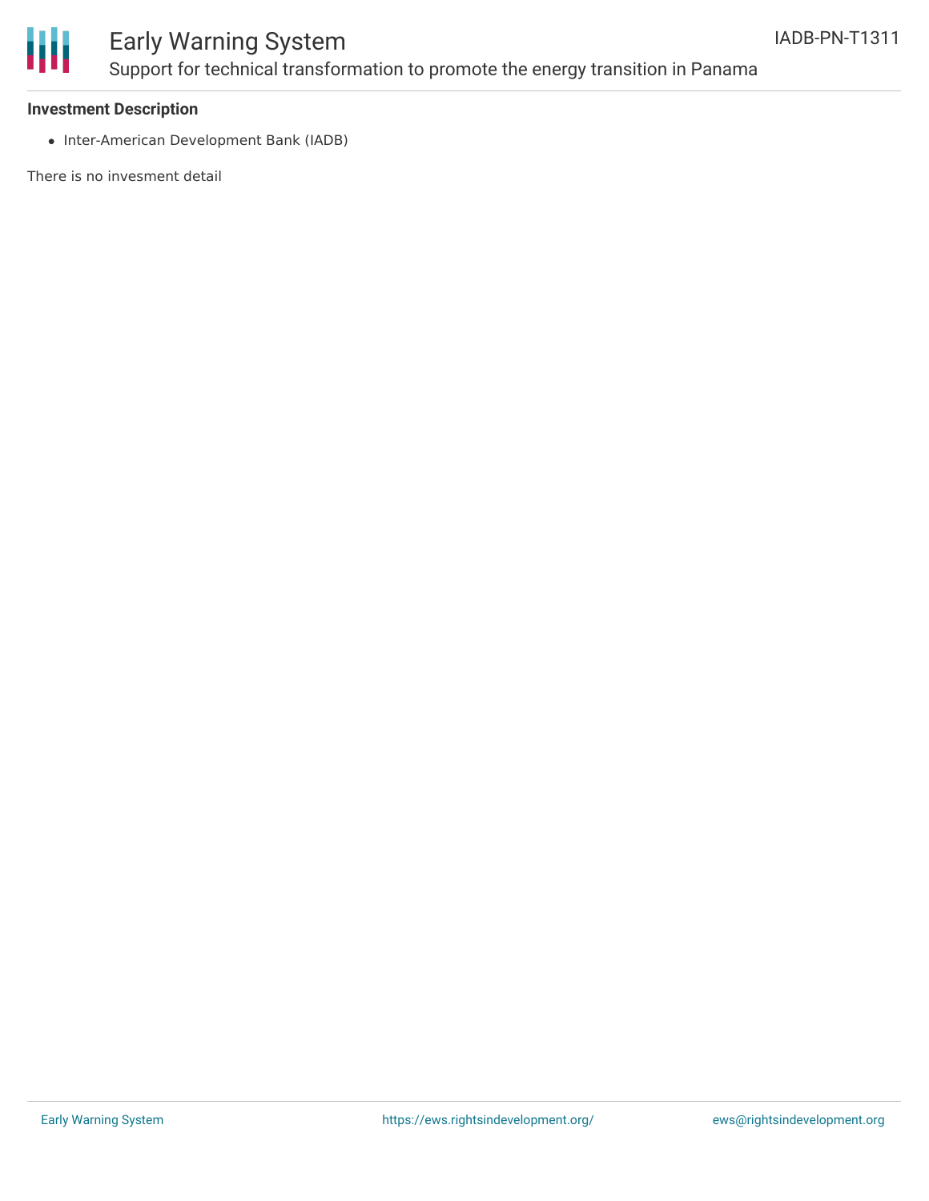### Investment Description

- Inter-American Development Bank (IADB)

There is no invesment detail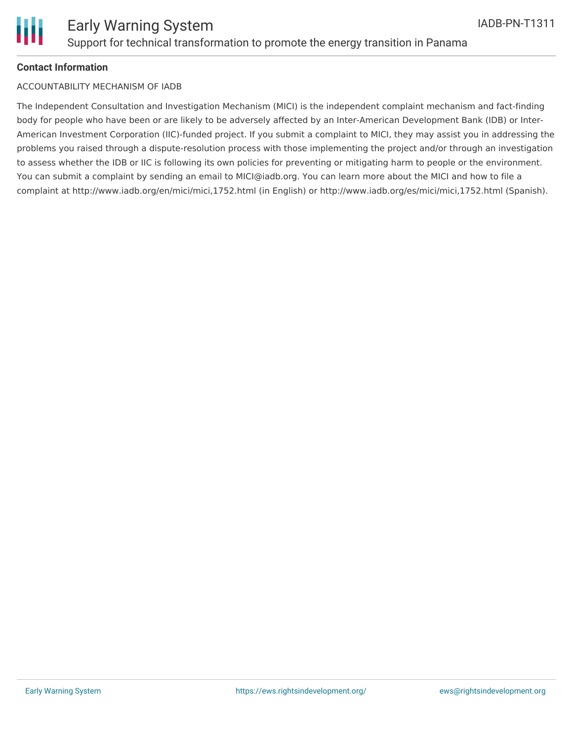**Contact Information**

ACCOUNTABILITY MECHANISM OF IADB

The Independent Consultation and Investigation Mechanism (MICI) is the independent complaint mechanism and fact-finding body for people who have been or are likely to be adversely affected by an Inter-American Development Bank (IDB) or Inter-American Investment Corporation (IIC)-funded project. If you submit a complaint to MICI, they may assist you in addressing the problems you raised through a dispute-resolution process with those implementing the project and/or through an investigation to assess whether the IDB or IIC is following its own policies for preventing or mitigating harm to people or the environment. You can submit a complaint by sending an email to MICI@iadb.org. You can learn more about the MICI and how to file a complaint at http://www.iadb.org/en/mici/mici,1752.html (in English) or http://www.iadb.org/es/mici/mici,1752.html (Spanish).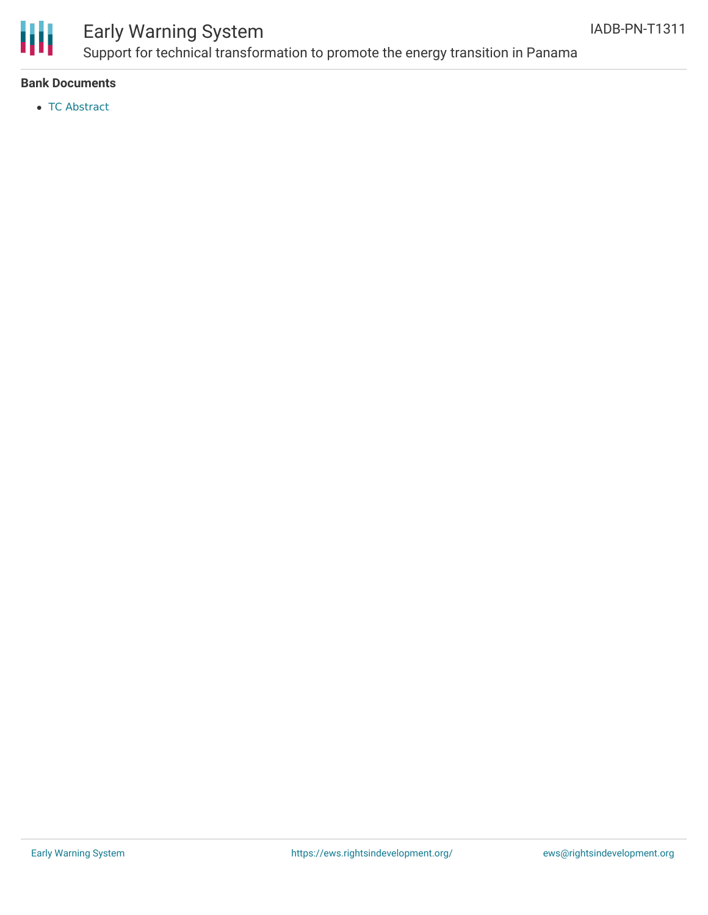**Bank Documents**

- TC Abstract